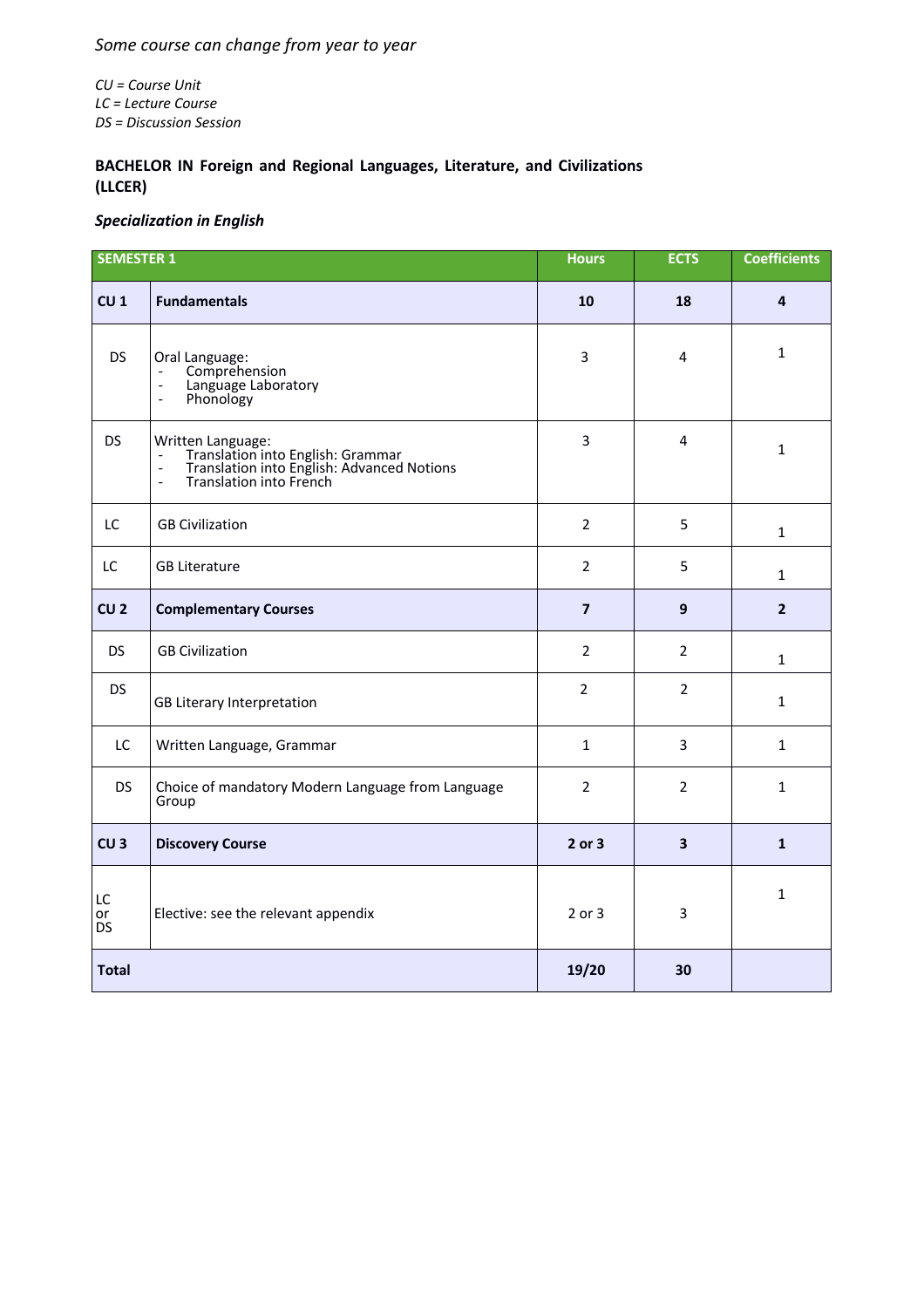*Some course can change from year to year*

*CU = Course Unit*
*LC = Lecture Course*
*DS = Discussion Session*

**BACHELOR IN Foreign and Regional Languages, Literature, and Civilizations (LLCER)**

***Specialization in English***

| **SEMESTER 1** | | **Hours** | **ECTS** | **Coefficients** |
|---|---|---|---|---|
| **CU 1** | **Fundamentals** | **10** | **18** | **4** |
| DS | Oral Language:<br>- Comprehension<br>- Language Laboratory<br>- Phonology | 3 | 4 | 1 |
| DS | Written Language:<br>- Translation into English: Grammar<br>- Translation into English: Advanced Notions<br>- Translation into French | 3 | 4 | 1 |
| LC | GB Civilization | 2 | 5 | 1 |
| LC | GB Literature | 2 | 5 | 1 |
| **CU 2** | **Complementary Courses** | **7** | **9** | **2** |
| DS | GB Civilization | 2 | 2 | 1 |
| DS | GB Literary Interpretation | 2 | 2 | 1 |
| LC | Written Language, Grammar | 1 | 3 | 1 |
| DS | Choice of mandatory Modern Language from Language Group | 2 | 2 | 1 |
| **CU 3** | **Discovery Course** | **2 or 3** | **3** | **1** |
| LC or DS | Elective: see the relevant appendix | 2 or 3 | 3 | 1 |
| **Total** | | **19/20** | **30** | |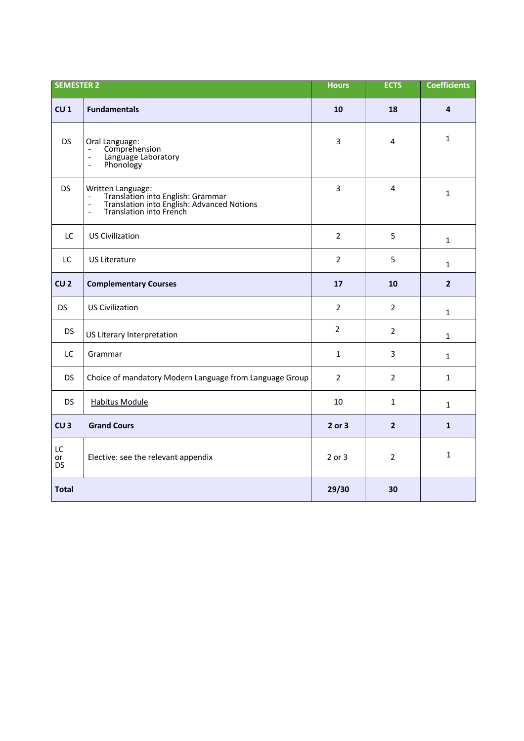| SEMESTER 2 | | Hours | ECTS | Coefficients |
|---|---|---|---|---|
| **CU 1** | **Fundamentals** | **10** | **18** | **4** |
| DS | Oral Language:<br>- Comprehension<br>- Language Laboratory<br>- Phonology | 3 | 4 | 1 |
| DS | Written Language:<br>- Translation into English: Grammar<br>- Translation into English: Advanced Notions<br>- Translation into French | 3 | 4 | 1 |
| LC | US Civilization | 2 | 5 | 1 |
| LC | US Literature | 2 | 5 | 1 |
| **CU 2** | **Complementary Courses** | **17** | **10** | **2** |
| DS | US Civilization | 2 | 2 | 1 |
| DS | US Literary Interpretation | 2 | 2 | 1 |
| LC | Grammar | 1 | 3 | 1 |
| DS | Choice of mandatory Modern Language from Language Group | 2 | 2 | 1 |
| DS | Habitus Module | 10 | 1 | 1 |
| **CU 3** | **Grand Cours** | **2 or 3** | **2** | **1** |
| LC or DS | Elective: see the relevant appendix | 2 or 3 | 2 | 1 |
| **Total** | | **29/30** | **30** | |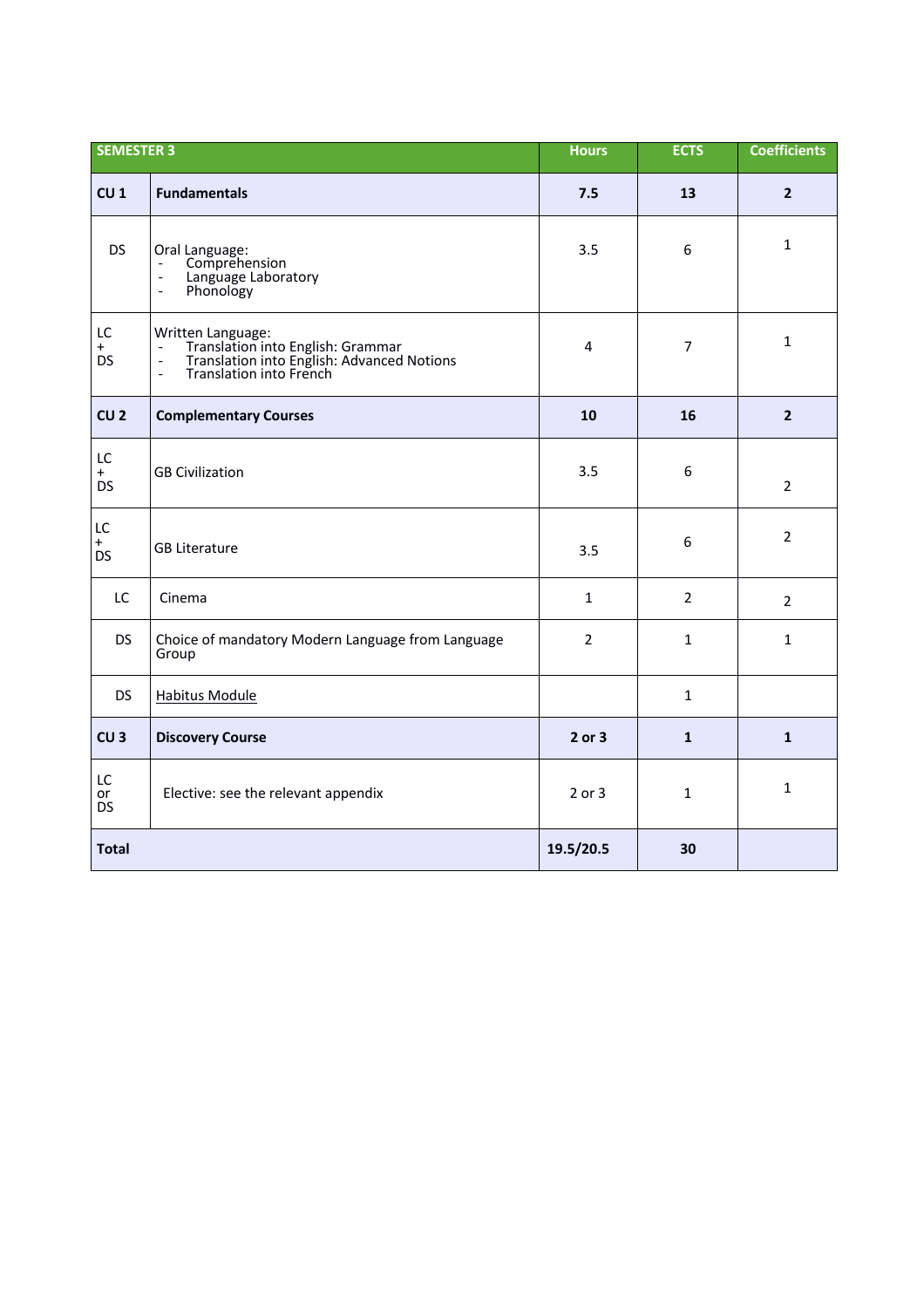| SEMESTER 3 | | Hours | ECTS | Coefficients |
|---|---|---|---|---|
| **CU 1** | **Fundamentals** | **7.5** | **13** | **2** |
| DS | Oral Language:<br>- Comprehension<br>- Language Laboratory<br>- Phonology | 3.5 | 6 | 1 |
| LC + DS | Written Language:<br>- Translation into English: Grammar<br>- Translation into English: Advanced Notions<br>- Translation into French | 4 | 7 | 1 |
| **CU 2** | **Complementary Courses** | **10** | **16** | **2** |
| LC + DS | GB Civilization | 3.5 | 6 | 2 |
| LC + DS | GB Literature | 3.5 | 6 | 2 |
| LC | Cinema | 1 | 2 | 2 |
| DS | Choice of mandatory Modern Language from Language Group | 2 | 1 | 1 |
| DS | <u>Habitus Module</u> | | 1 | |
| **CU 3** | **Discovery Course** | **2 or 3** | **1** | **1** |
| LC or DS | Elective: see the relevant appendix | 2 or 3 | 1 | 1 |
| **Total** | | **19.5/20.5** | **30** | |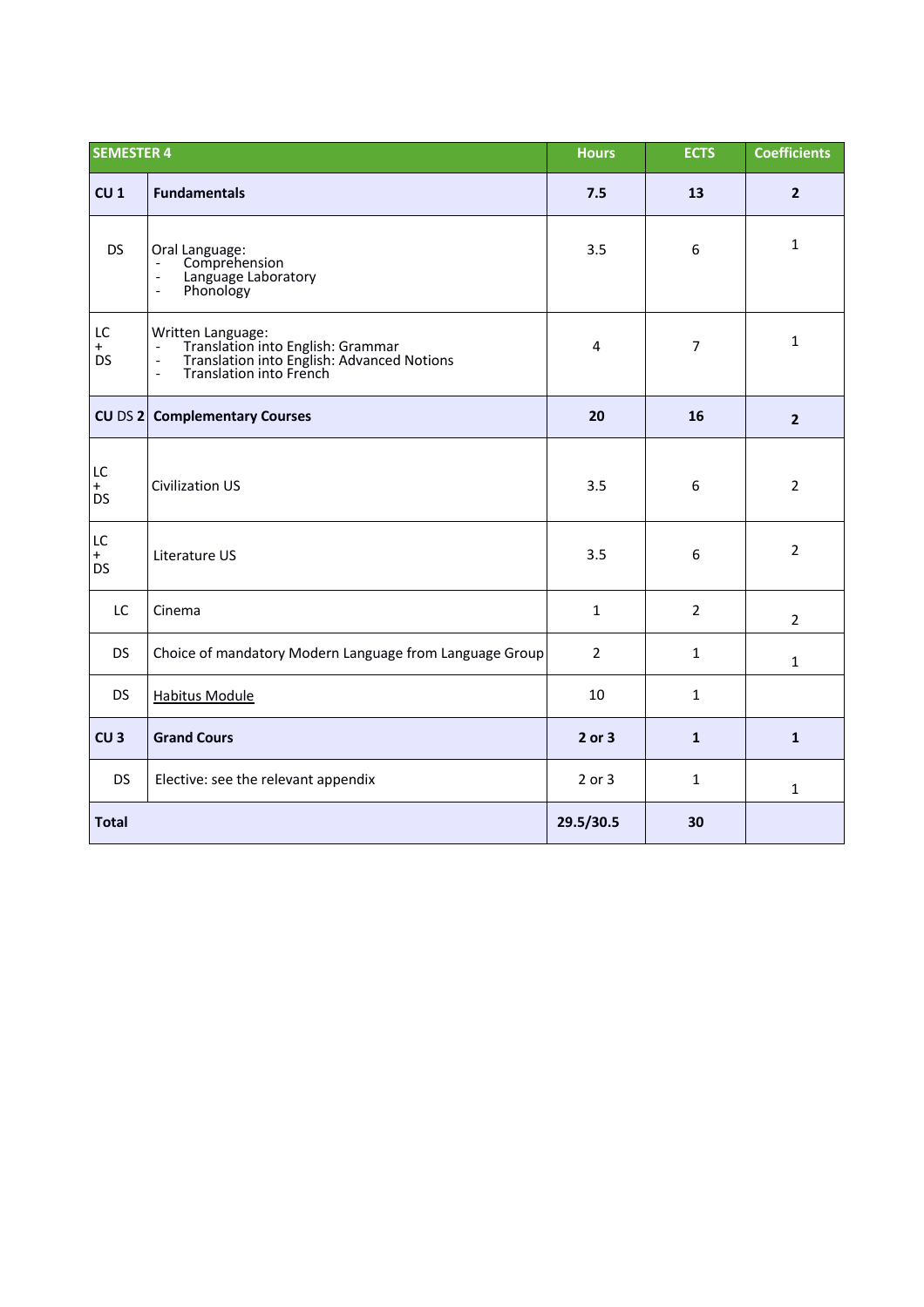| SEMESTER 4 | | Hours | ECTS | Coefficients |
|---|---|---|---|---|
| **CU 1** | **Fundamentals** | **7.5** | **13** | **2** |
| DS | Oral Language:<br>- Comprehension<br>- Language Laboratory<br>- Phonology | 3.5 | 6 | 1 |
| LC + DS | Written Language:<br>- Translation into English: Grammar<br>- Translation into English: Advanced Notions<br>- Translation into French | 4 | 7 | 1 |
| **CU** DS **2** | **Complementary Courses** | **20** | **16** | **2** |
| LC + DS | Civilization US | 3.5 | 6 | 2 |
| LC + DS | Literature US | 3.5 | 6 | 2 |
| LC | Cinema | 1 | 2 | 2 |
| DS | Choice of mandatory Modern Language from Language Group | 2 | 1 | 1 |
| DS | <u>Habitus Module</u> | 10 | 1 | |
| **CU 3** | **Grand Cours** | **2 or 3** | **1** | **1** |
| DS | Elective: see the relevant appendix | 2 or 3 | 1 | 1 |
| **Total** | | **29.5/30.5** | **30** | |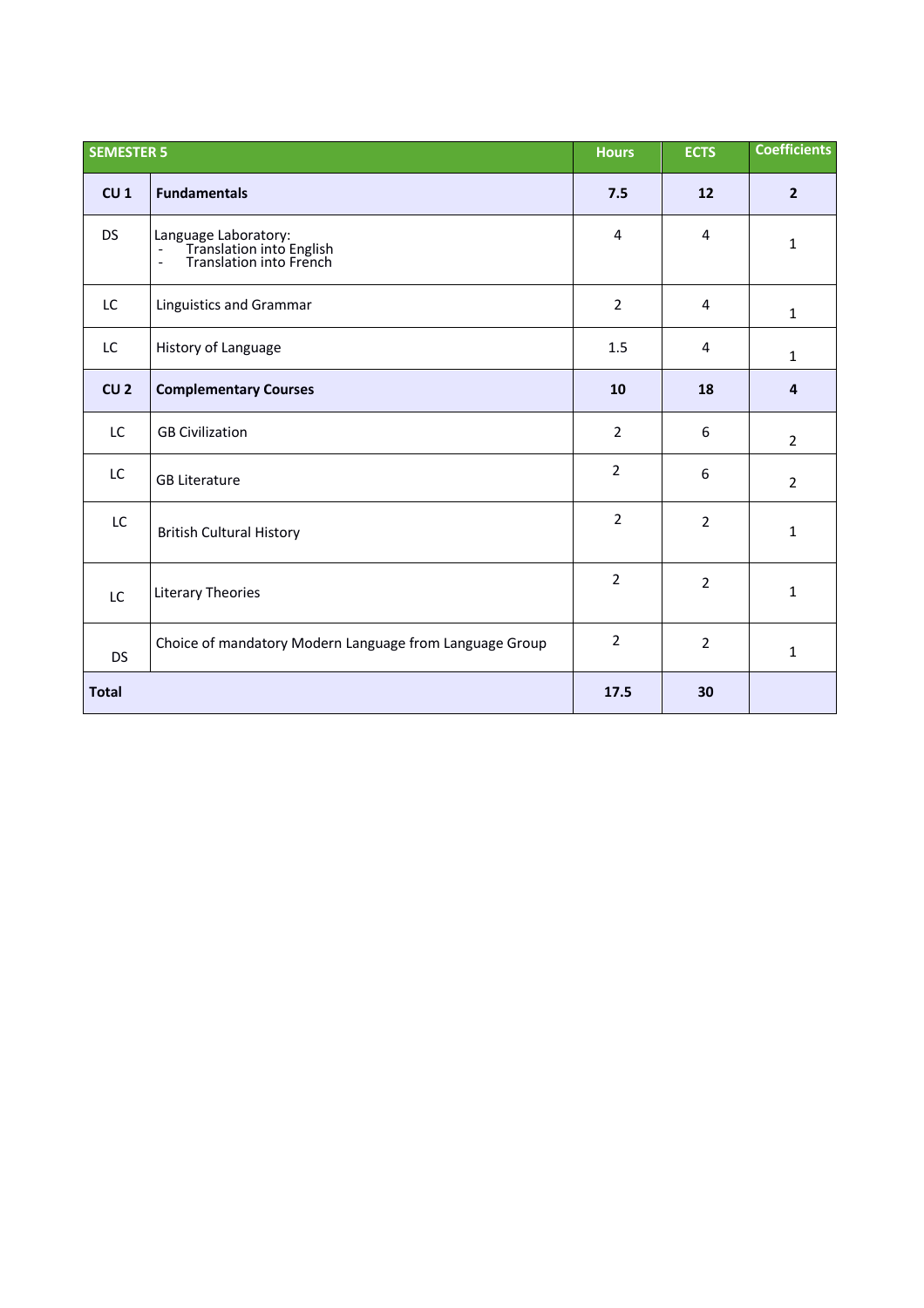| SEMESTER 5 | | Hours | ECTS | Coefficients |
|---|---|---|---|---|
| **CU 1** | **Fundamentals** | **7.5** | **12** | **2** |
| DS | Language Laboratory:<br>- Translation into English<br>- Translation into French | 4 | 4 | 1 |
| LC | Linguistics and Grammar | 2 | 4 | 1 |
| LC | History of Language | 1.5 | 4 | 1 |
| **CU 2** | **Complementary Courses** | **10** | **18** | **4** |
| LC | GB Civilization | 2 | 6 | 2 |
| LC | GB Literature | 2 | 6 | 2 |
| LC | British Cultural History | 2 | 2 | 1 |
| LC | Literary Theories | 2 | 2 | 1 |
| DS | Choice of mandatory Modern Language from Language Group | 2 | 2 | 1 |
| **Total** | | **17.5** | **30** | |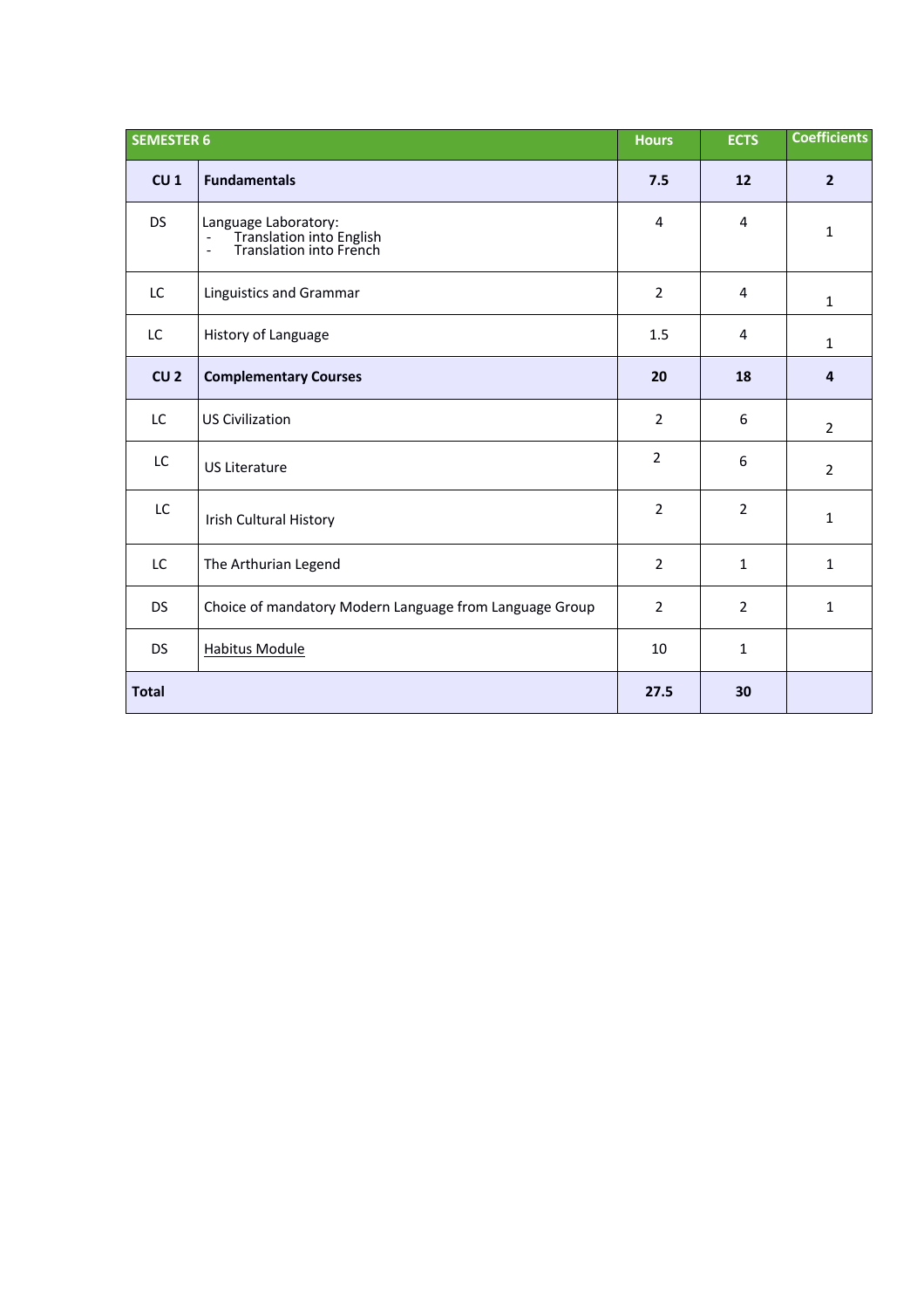| SEMESTER 6 | | Hours | ECTS | Coefficients |
|---|---|---|---|---|
| **CU 1** | **Fundamentals** | **7.5** | **12** | **2** |
| DS | Language Laboratory:<br>- Translation into English<br>- Translation into French | 4 | 4 | 1 |
| LC | Linguistics and Grammar | 2 | 4 | 1 |
| LC | History of Language | 1.5 | 4 | 1 |
| **CU 2** | **Complementary Courses** | **20** | **18** | **4** |
| LC | US Civilization | 2 | 6 | 2 |
| LC | US Literature | 2 | 6 | 2 |
| LC | Irish Cultural History | 2 | 2 | 1 |
| LC | The Arthurian Legend | 2 | 1 | 1 |
| DS | Choice of mandatory Modern Language from Language Group | 2 | 2 | 1 |
| DS | Habitus Module | 10 | 1 | |
| **Total** | | **27.5** | **30** | |